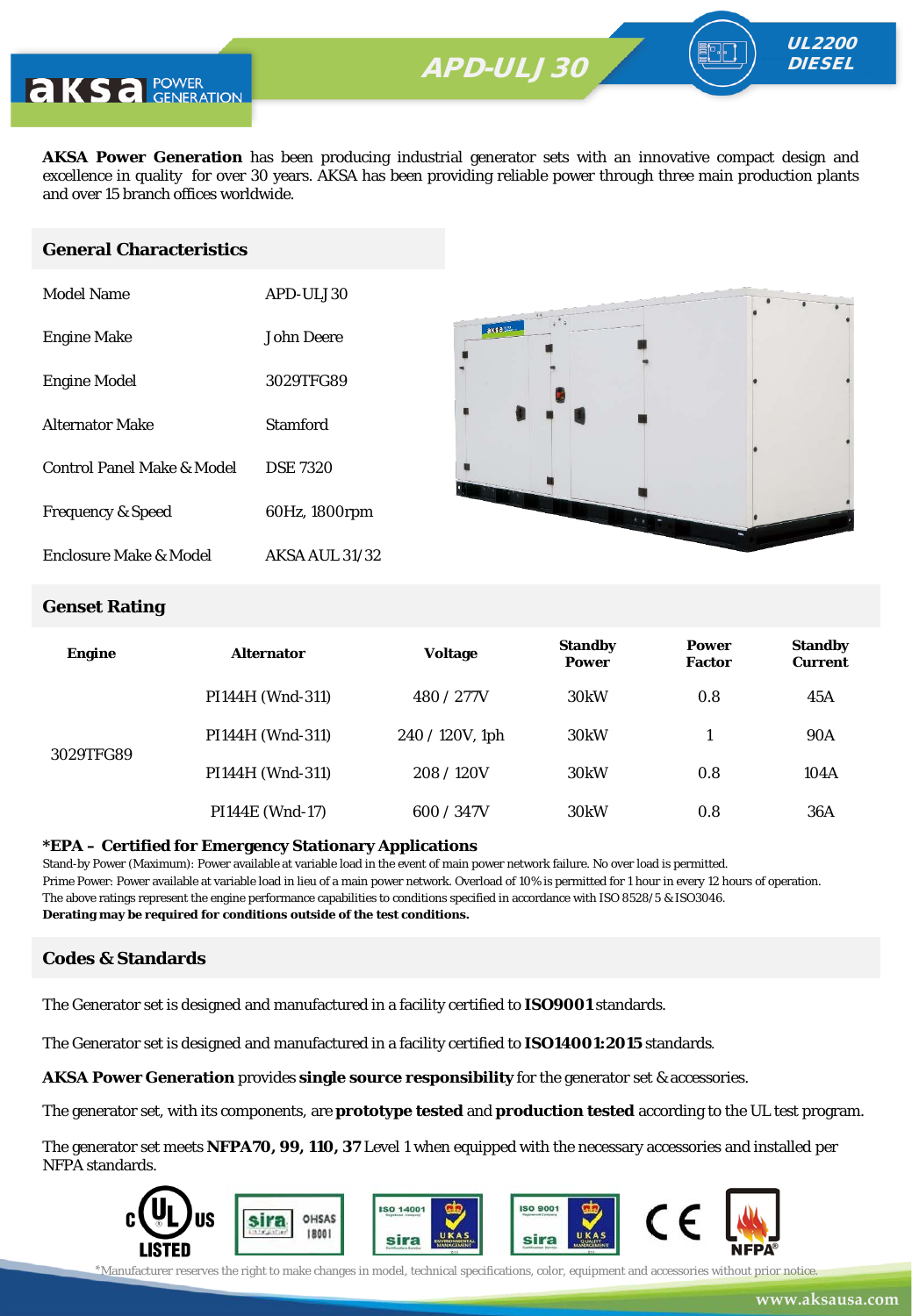# APD-ULJ 30

**UL2200 DIESEL**

**AKSA Power Generation** has been producing industrial generator sets with an innovative compact design and excellence in quality for over 30 years. AKSA has been providing reliable power through three main production plants and over 15 branch offices worldwide.

## General Characteristics

| | |
|---|---|
| Model Name | APD-ULJ 30 |
| Engine Make | John Deere |
| Engine Model | 3029TFG89 |
| Alternator Make | Stamford |
| Control Panel Make & Model | DSE 7320 |
| Frequency & Speed | 60Hz, 1800rpm |
| Enclosure Make & Model | AKSA AUL 31/32 |

## Genset Rating

| Engine | Alternator | Voltage | Standby Power | Power Factor | Standby Current |
|---|---|---|---|---|---|
| 3029TFG89 | PI144H (Wnd-311) | 480 / 277V | 30kW | 0.8 | 45A |
| | PI144H (Wnd-311) | 240 / 120V, 1ph | 30kW | 1 | 90A |
| | PI144H (Wnd-311) | 208 / 120V | 30kW | 0.8 | 104A |
| | PI144E (Wnd-17) | 600 / 347V | 30kW | 0.8 | 36A |

**\*EPA – Certified for Emergency Stationary Applications**

Stand-by Power (Maximum): Power available at variable load in the event of main power network failure. No over load is permitted.
Prime Power: Power available at variable load in lieu of a main power network. Overload of 10% is permitted for 1 hour in every 12 hours of operation.
The above ratings represent the engine performance capabilities to conditions specified in accordance with ISO 8528/5 & ISO3046.
**Derating may be required for conditions outside of the test conditions.**

## Codes & Standards

The Generator set is designed and manufactured in a facility certified to **ISO9001** standards.

The Generator set is designed and manufactured in a facility certified to **ISO14001:2015** standards.

**AKSA Power Generation** provides **single source responsibility** for the generator set & accessories.

The generator set, with its components, are **prototype tested** and **production tested** according to the UL test program.

The generator set meets **NFPA70, 99, 110, 37** Level 1 when equipped with the necessary accessories and installed per NFPA standards.

\*Manufacturer reserves the right to make changes in model, technical specifications, color, equipment and accessories without prior notice.

www.aksausa.com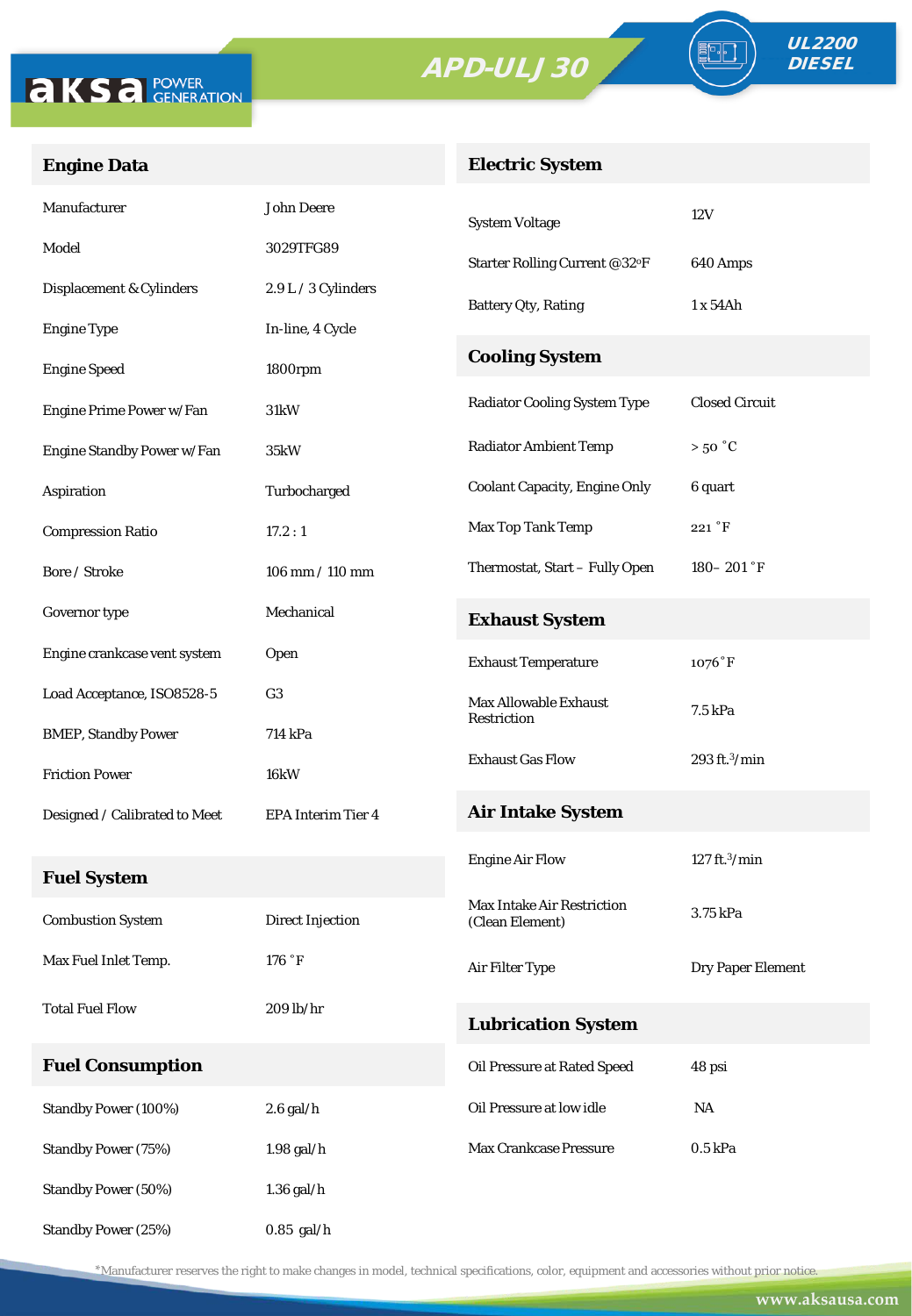APD-ULJ 30

UL2200 DIESEL

## Engine Data

| | |
|---|---|
| Manufacturer | John Deere |
| Model | 3029TFG89 |
| Displacement & Cylinders | 2.9 L / 3 Cylinders |
| Engine Type | In-line, 4 Cycle |
| Engine Speed | 1800rpm |
| Engine Prime Power w/Fan | 31kW |
| Engine Standby Power w/Fan | 35kW |
| Aspiration | Turbocharged |
| Compression Ratio | 17.2 : 1 |
| Bore / Stroke | 106 mm / 110 mm |
| Governor type | Mechanical |
| Engine crankcase vent system | Open |
| Load Acceptance, ISO8528-5 | G3 |
| BMEP, Standby Power | 714 kPa |
| Friction Power | 16kW |
| Designed / Calibrated to Meet | EPA Interim Tier 4 |

## Fuel System

| | |
|---|---|
| Combustion System | Direct Injection |
| Max Fuel Inlet Temp. | 176 ˚F |
| Total Fuel Flow | 209 lb/hr |

## Fuel Consumption

| | |
|---|---|
| Standby Power (100%) | 2.6 gal/h |
| Standby Power (75%) | 1.98 gal/h |
| Standby Power (50%) | 1.36 gal/h |
| Standby Power (25%) | 0.85 gal/h |

## Electric System

| | |
|---|---|
| System Voltage | 12V |
| Starter Rolling Current @32ºF | 640 Amps |
| Battery Qty, Rating | 1 x 54Ah |

## Cooling System

| | |
|---|---|
| Radiator Cooling System Type | Closed Circuit |
| Radiator Ambient Temp | > 50 ˚C |
| Coolant Capacity, Engine Only | 6 quart |
| Max Top Tank Temp | 221 ˚F |
| Thermostat, Start – Fully Open | 180– 201 ˚F |

## Exhaust System

| | |
|---|---|
| Exhaust Temperature | 1076˚F |
| Max Allowable Exhaust Restriction | 7.5 kPa |
| Exhaust Gas Flow | 293 $ft.^3$/min |

## Air Intake System

| | |
|---|---|
| Engine Air Flow | 127 $ft.^3$/min |
| Max Intake Air Restriction (Clean Element) | 3.75 kPa |
| Air Filter Type | Dry Paper Element |

## Lubrication System

| | |
|---|---|
| Oil Pressure at Rated Speed | 48 psi |
| Oil Pressure at low idle | NA |
| Max Crankcase Pressure | 0.5 kPa |

*Manufacturer reserves the right to make changes in model, technical specifications, color, equipment and accessories without prior notice.

www.aksausa.com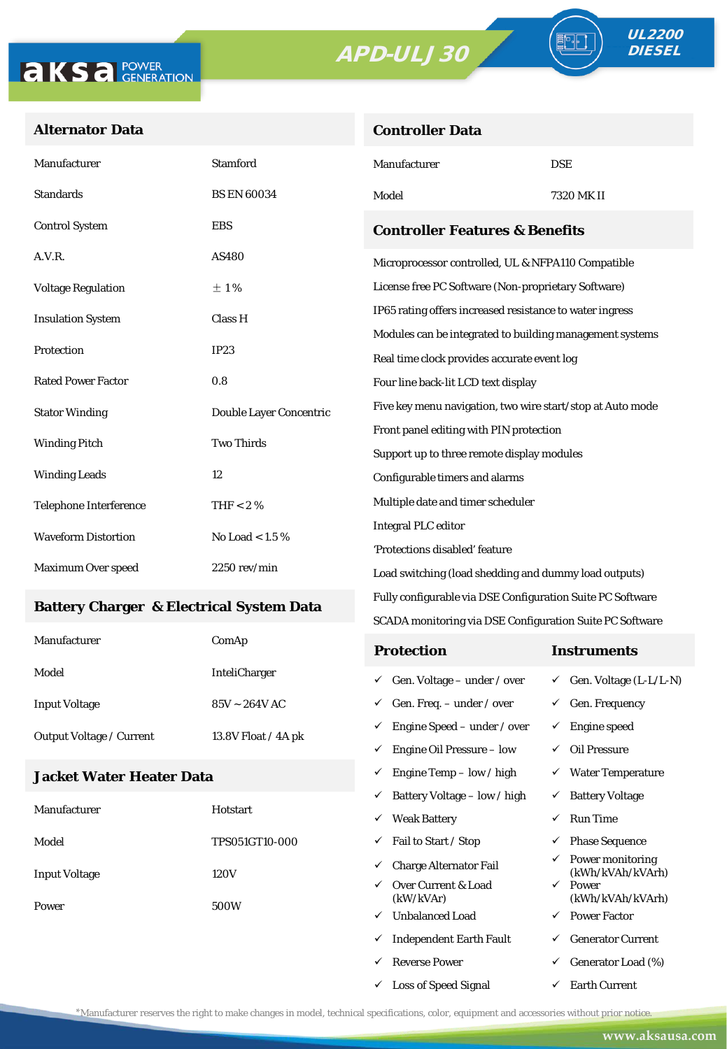aksa POWER GENERATION

APD-ULJ 30

UL2200 DIESEL

## Alternator Data

| | |
|---|---|
| Manufacturer | Stamford |
| Standards | BS EN 60034 |
| Control System | EBS |
| A.V.R. | AS480 |
| Voltage Regulation | ± 1% |
| Insulation System | Class H |
| Protection | IP23 |
| Rated Power Factor | 0.8 |
| Stator Winding | Double Layer Concentric |
| Winding Pitch | Two Thirds |
| Winding Leads | 12 |
| Telephone Interference | THF < 2 % |
| Waveform Distortion | No Load < 1.5 % |
| Maximum Over speed | 2250 rev/min |

## Battery Charger & Electrical System Data

| | |
|---|---|
| Manufacturer | ComAp |
| Model | InteliCharger |
| Input Voltage | 85V ~ 264V AC |
| Output Voltage / Current | 13.8V Float / 4A pk |

## Jacket Water Heater Data

| | |
|---|---|
| Manufacturer | Hotstart |
| Model | TPS051GT10-000 |
| Input Voltage | 120V |
| Power | 500W |

## Controller Data

| | |
|---|---|
| Manufacturer | DSE |
| Model | 7320 MK II |

## Controller Features & Benefits

- Microprocessor controlled, UL & NFPA110 Compatible
- License free PC Software (Non-proprietary Software)
- IP65 rating offers increased resistance to water ingress
- Modules can be integrated to building management systems
- Real time clock provides accurate event log
- Four line back-lit LCD text display
- Five key menu navigation, two wire start/stop at Auto mode
- Front panel editing with PIN protection
- Support up to three remote display modules
- Configurable timers and alarms
- Multiple date and timer scheduler
- Integral PLC editor
- 'Protections disabled' feature
- Load switching (load shedding and dummy load outputs)
- Fully configurable via DSE Configuration Suite PC Software
- SCADA monitoring via DSE Configuration Suite PC Software

| Protection | Instruments |
|---|---|
| ✓ Gen. Voltage – under / over | ✓ Gen. Voltage (L-L/L-N) |
| ✓ Gen. Freq. – under / over | ✓ Gen. Frequency |
| ✓ Engine Speed – under / over | ✓ Engine speed |
| ✓ Engine Oil Pressure – low | ✓ Oil Pressure |
| ✓ Engine Temp – low / high | ✓ Water Temperature |
| ✓ Battery Voltage – low / high | ✓ Battery Voltage |
| ✓ Weak Battery | ✓ Run Time |
| ✓ Fail to Start / Stop | ✓ Phase Sequence |
| ✓ Charge Alternator Fail | ✓ Power monitoring (kWh/kVAh/kVArh) |
| ✓ Over Current & Load (kW/kVAr) | ✓ Power (kWh/kVAh/kVArh) |
| ✓ Unbalanced Load | ✓ Power Factor |
| ✓ Independent Earth Fault | ✓ Generator Current |
| ✓ Reverse Power | ✓ Generator Load (%) |
| ✓ Loss of Speed Signal | ✓ Earth Current |

*Manufacturer reserves the right to make changes in model, technical specifications, color, equipment and accessories without prior notice.

www.aksausa.com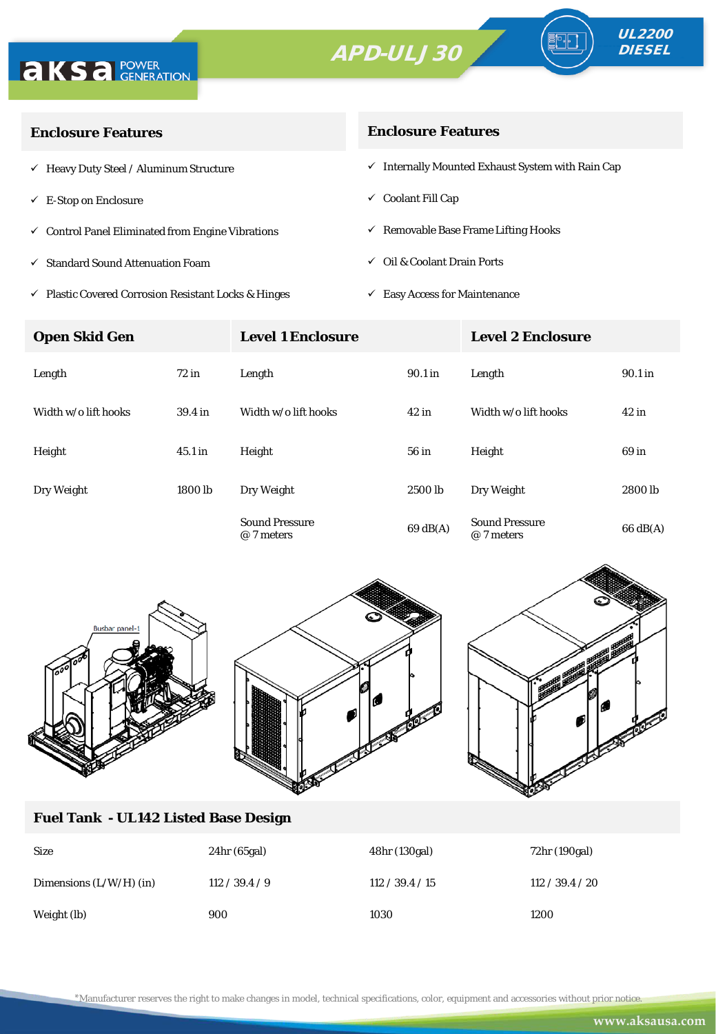**aksa** POWER GENERATION

# APD-ULJ 30

**UL2200 DIESEL**

## Enclosure Features

- ✓ Heavy Duty Steel / Aluminum Structure
- ✓ E-Stop on Enclosure
- ✓ Control Panel Eliminated from Engine Vibrations
- ✓ Standard Sound Attenuation Foam
- ✓ Plastic Covered Corrosion Resistant Locks & Hinges

## Enclosure Features

- ✓ Internally Mounted Exhaust System with Rain Cap
- ✓ Coolant Fill Cap
- ✓ Removable Base Frame Lifting Hooks
- ✓ Oil & Coolant Drain Ports
- ✓ Easy Access for Maintenance

| Open Skid Gen | | Level 1 Enclosure | | Level 2 Enclosure | |
|---|---|---|---|---|---|
| Length | 72 in | Length | 90.1 in | Length | 90.1 in |
| Width w/o lift hooks | 39.4 in | Width w/o lift hooks | 42 in | Width w/o lift hooks | 42 in |
| Height | 45.1 in | Height | 56 in | Height | 69 in |
| Dry Weight | 1800 lb | Dry Weight | 2500 lb | Dry Weight | 2800 lb |
| | | Sound Pressure @ 7 meters | 69 dB(A) | Sound Pressure @ 7 meters | 66 dB(A) |

## Fuel Tank - UL142 Listed Base Design

| Size | 24hr (65gal) | 48hr (130gal) | 72hr (190gal) |
|---|---|---|---|
| Dimensions (L/W/H) (in) | 112 / 39.4 / 9 | 112 / 39.4 / 15 | 112 / 39.4 / 20 |
| Weight (lb) | 900 | 1030 | 1200 |

*Manufacturer reserves the right to make changes in model, technical specifications, color, equipment and accessories without prior notice.

www.aksausa.com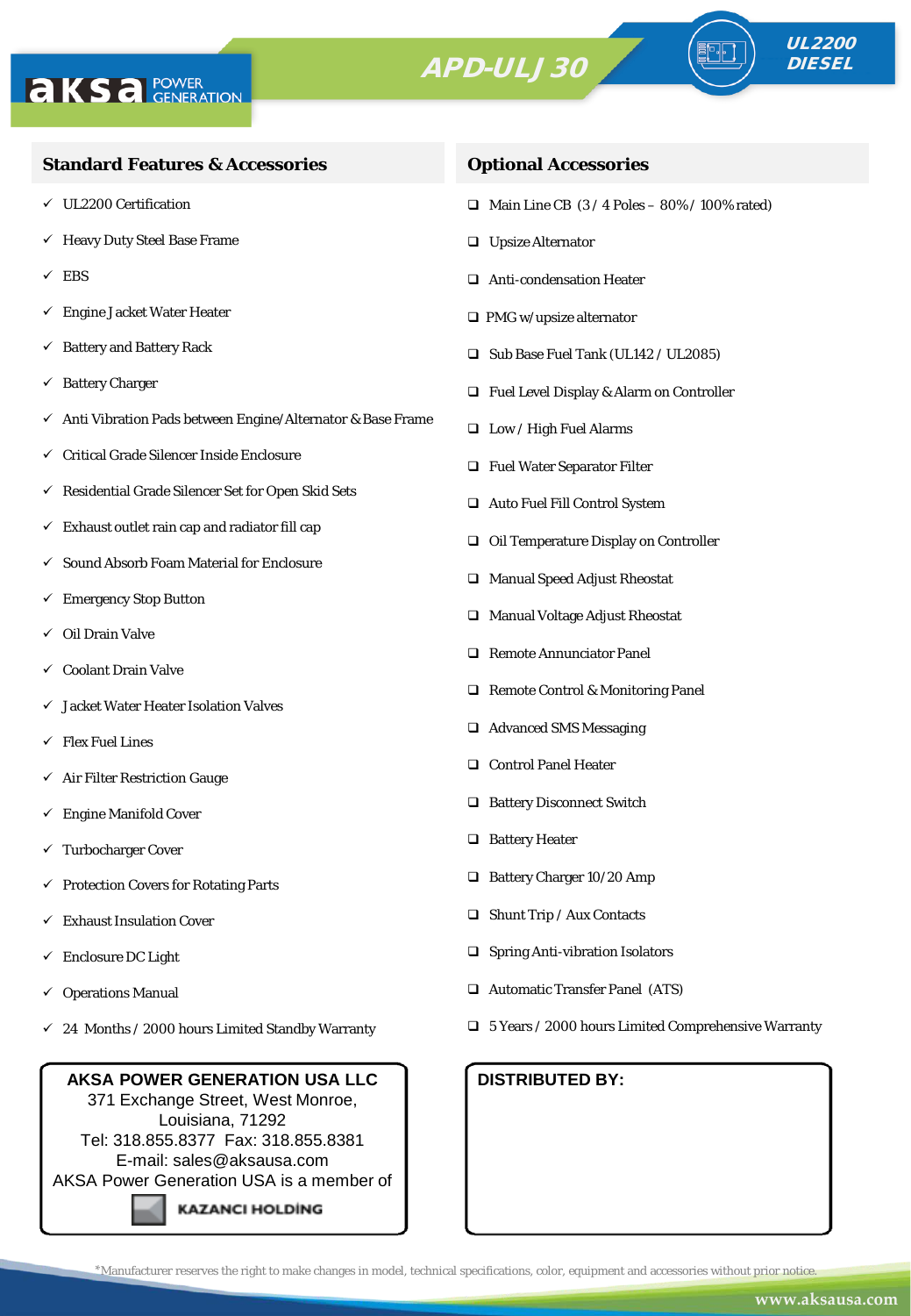aksa POWER GENERATION

APD-ULJ 30

UL2200 DIESEL

## Standard Features & Accessories

- ✓ UL2200 Certification
- ✓ Heavy Duty Steel Base Frame
- ✓ EBS
- ✓ Engine Jacket Water Heater
- ✓ Battery and Battery Rack
- ✓ Battery Charger
- ✓ Anti Vibration Pads between Engine/Alternator & Base Frame
- ✓ Critical Grade Silencer Inside Enclosure
- ✓ Residential Grade Silencer Set for Open Skid Sets
- ✓ Exhaust outlet rain cap and radiator fill cap
- ✓ Sound Absorb Foam Material for Enclosure
- ✓ Emergency Stop Button
- ✓ Oil Drain Valve
- ✓ Coolant Drain Valve
- ✓ Jacket Water Heater Isolation Valves
- ✓ Flex Fuel Lines
- ✓ Air Filter Restriction Gauge
- ✓ Engine Manifold Cover
- ✓ Turbocharger Cover
- ✓ Protection Covers for Rotating Parts
- ✓ Exhaust Insulation Cover
- ✓ Enclosure DC Light
- ✓ Operations Manual
- ✓ 24 Months / 2000 hours Limited Standby Warranty

## Optional Accessories

- ❑ Main Line CB (3 / 4 Poles – 80% / 100% rated)
- ❑ Upsize Alternator
- ❑ Anti-condensation Heater
- ❑ PMG w/upsize alternator
- ❑ Sub Base Fuel Tank (UL142 / UL2085)
- ❑ Fuel Level Display & Alarm on Controller
- ❑ Low / High Fuel Alarms
- ❑ Fuel Water Separator Filter
- ❑ Auto Fuel Fill Control System
- ❑ Oil Temperature Display on Controller
- ❑ Manual Speed Adjust Rheostat
- ❑ Manual Voltage Adjust Rheostat
- ❑ Remote Annunciator Panel
- ❑ Remote Control & Monitoring Panel
- ❑ Advanced SMS Messaging
- ❑ Control Panel Heater
- ❑ Battery Disconnect Switch
- ❑ Battery Heater
- ❑ Battery Charger 10/20 Amp
- ❑ Shunt Trip / Aux Contacts
- ❑ Spring Anti-vibration Isolators
- ❑ Automatic Transfer Panel (ATS)
- ❑ 5 Years / 2000 hours Limited Comprehensive Warranty

**AKSA POWER GENERATION USA LLC**
371 Exchange Street, West Monroe,
Louisiana, 71292
Tel: 318.855.8377 Fax: 318.855.8381
E-mail: sales@aksausa.com
AKSA Power Generation USA is a member of
KAZANCI HOLDİNG

**DISTRIBUTED BY:**

*Manufacturer reserves the right to make changes in model, technical specifications, color, equipment and accessories without prior notice.

www.aksausa.com